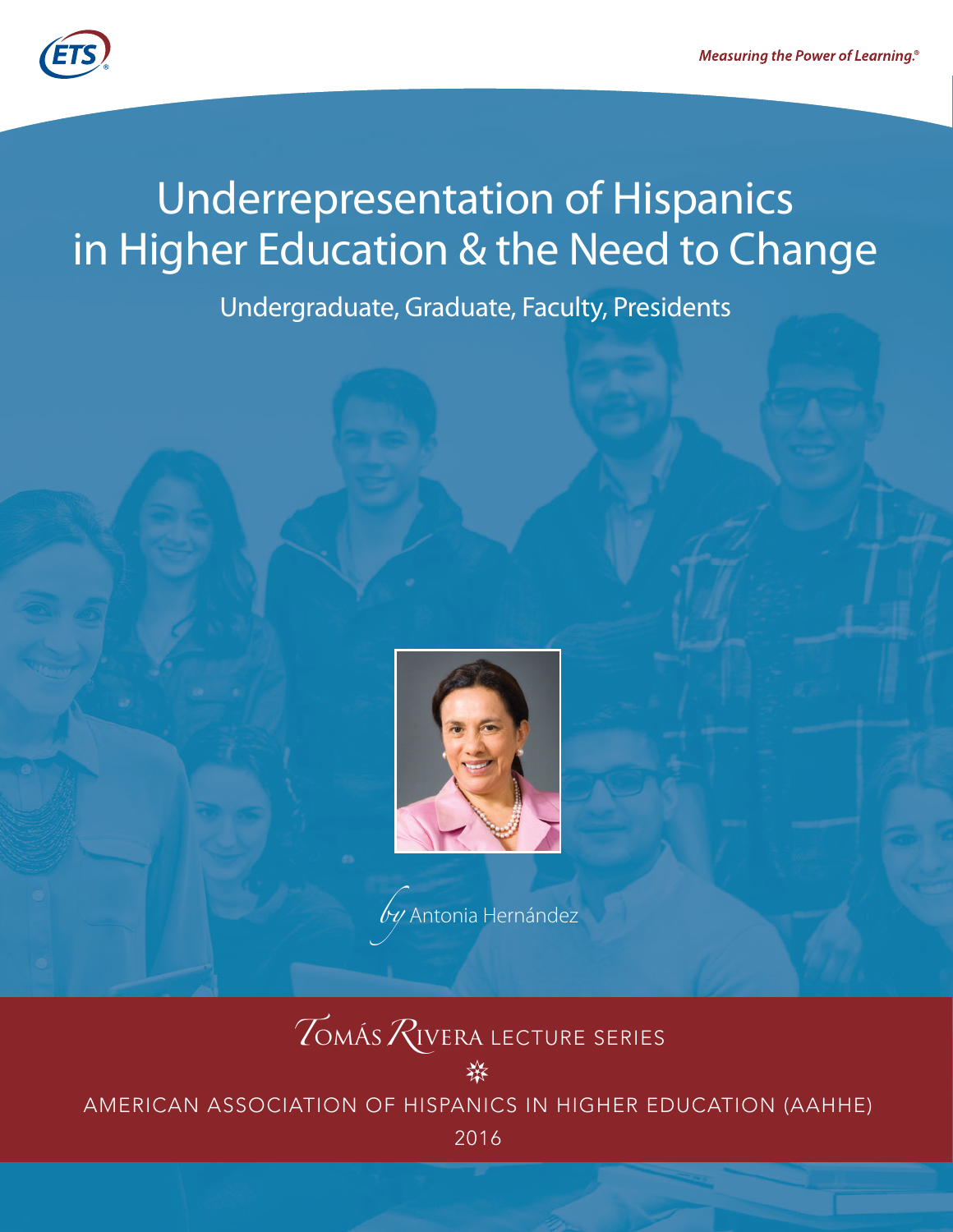ETS

*Measuring the Power of Learning.®*

# Underrepresentation of Hispanics in Higher Education & the Need to Change

## Undergraduate, Graduate, Faculty, Presidents

*by* Antonia Hernández

TOMÁS RIVERA LECTURE SERIES

AMERICAN ASSOCIATION OF HISPANICS IN HIGHER EDUCATION (AAHHE)

2016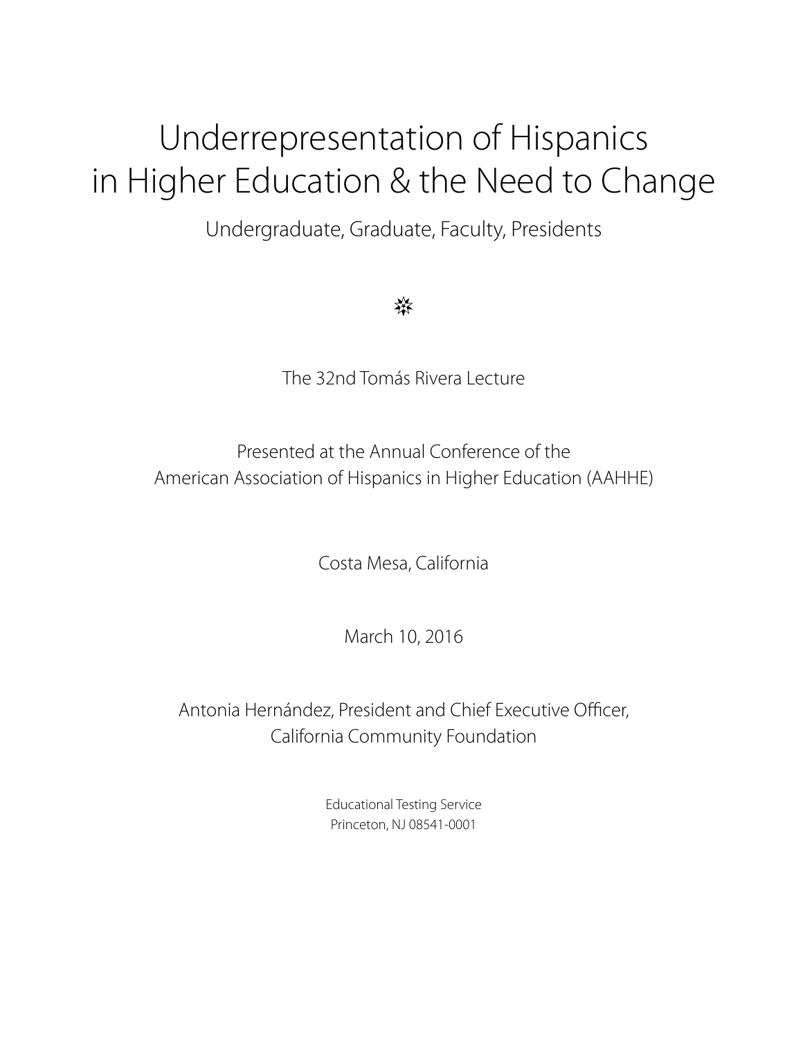# Underrepresentation of Hispanics in Higher Education & the Need to Change

Undergraduate, Graduate, Faculty, Presidents

The 32nd Tomás Rivera Lecture

Presented at the Annual Conference of the
American Association of Hispanics in Higher Education (AAHHE)

Costa Mesa, California

March 10, 2016

Antonia Hernández, President and Chief Executive Officer,
California Community Foundation

Educational Testing Service
Princeton, NJ 08541-0001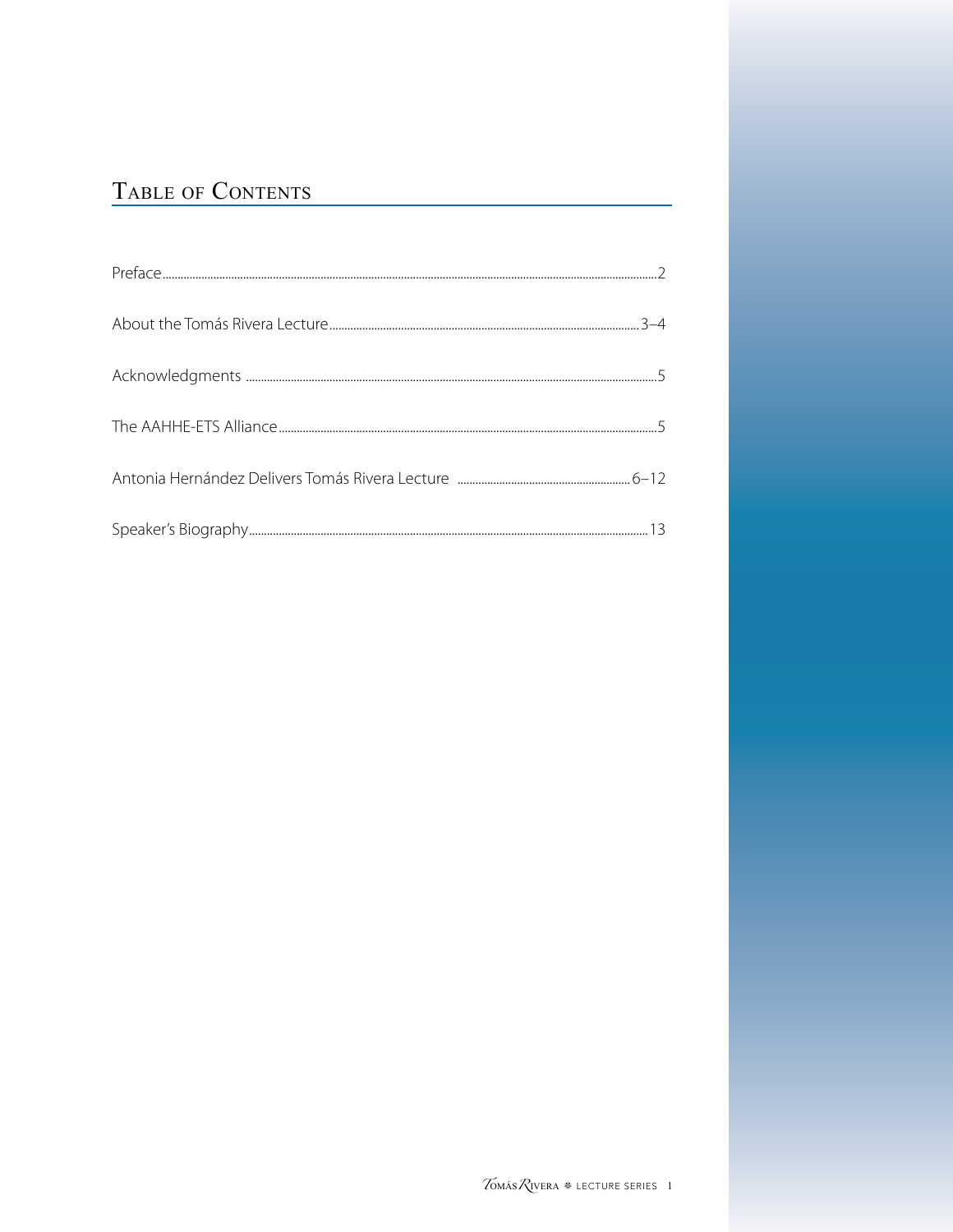# Table of Contents

| | |
|---|---|
| Preface | 2 |
| About the Tomás Rivera Lecture | 3–4 |
| Acknowledgments | 5 |
| The AAHHE-ETS Alliance | 5 |
| Antonia Hernández Delivers Tomás Rivera Lecture | 6–12 |
| Speaker's Biography | 13 |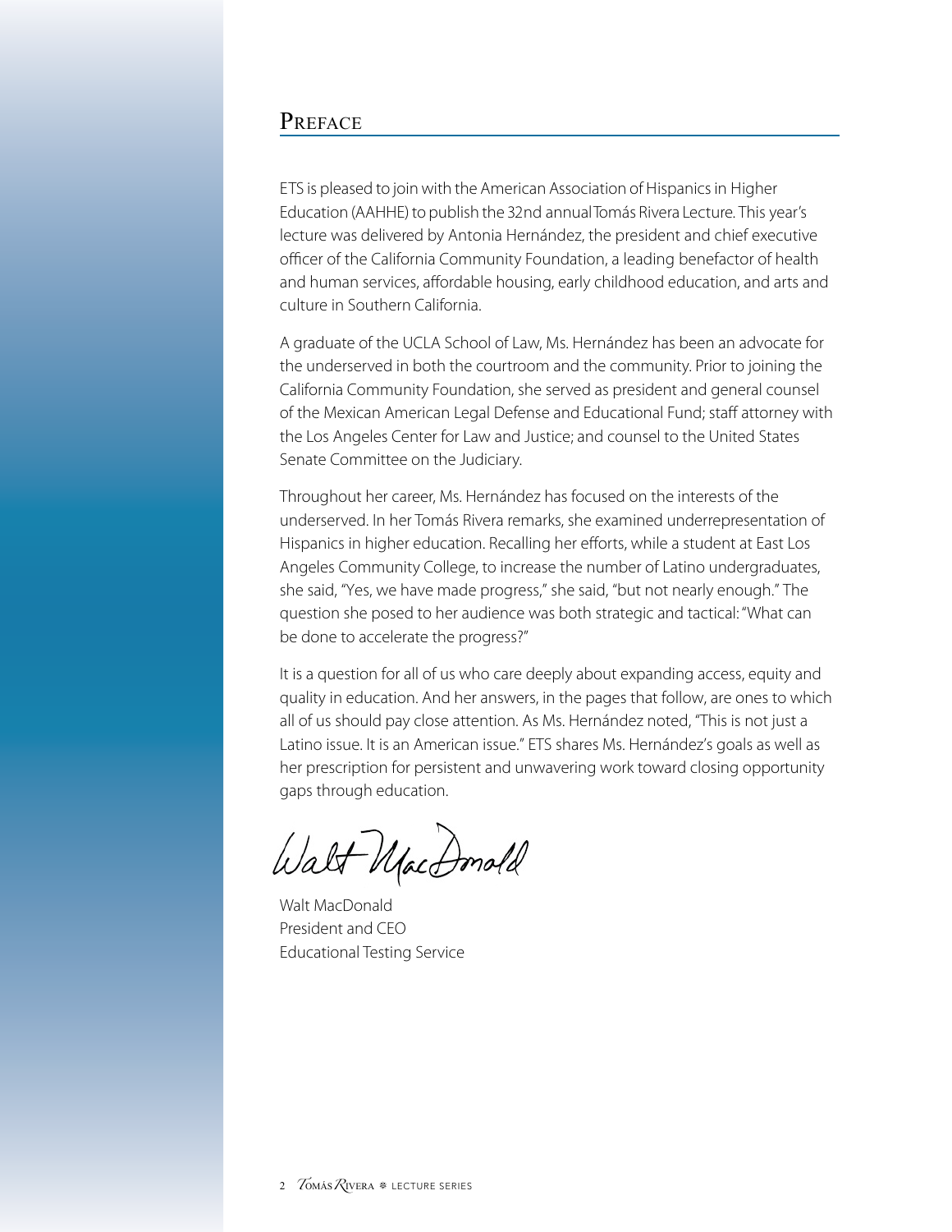## Preface

ETS is pleased to join with the American Association of Hispanics in Higher Education (AAHHE) to publish the 32nd annual Tomás Rivera Lecture. This year's lecture was delivered by Antonia Hernández, the president and chief executive officer of the California Community Foundation, a leading benefactor of health and human services, affordable housing, early childhood education, and arts and culture in Southern California.

A graduate of the UCLA School of Law, Ms. Hernández has been an advocate for the underserved in both the courtroom and the community. Prior to joining the California Community Foundation, she served as president and general counsel of the Mexican American Legal Defense and Educational Fund; staff attorney with the Los Angeles Center for Law and Justice; and counsel to the United States Senate Committee on the Judiciary.

Throughout her career, Ms. Hernández has focused on the interests of the underserved. In her Tomás Rivera remarks, she examined underrepresentation of Hispanics in higher education. Recalling her efforts, while a student at East Los Angeles Community College, to increase the number of Latino undergraduates, she said, "Yes, we have made progress," she said, "but not nearly enough." The question she posed to her audience was both strategic and tactical: "What can be done to accelerate the progress?"

It is a question for all of us who care deeply about expanding access, equity and quality in education. And her answers, in the pages that follow, are ones to which all of us should pay close attention. As Ms. Hernández noted, "This is not just a Latino issue. It is an American issue." ETS shares Ms. Hernández's goals as well as her prescription for persistent and unwavering work toward closing opportunity gaps through education.

Walt MacDonald  
President and CEO  
Educational Testing Service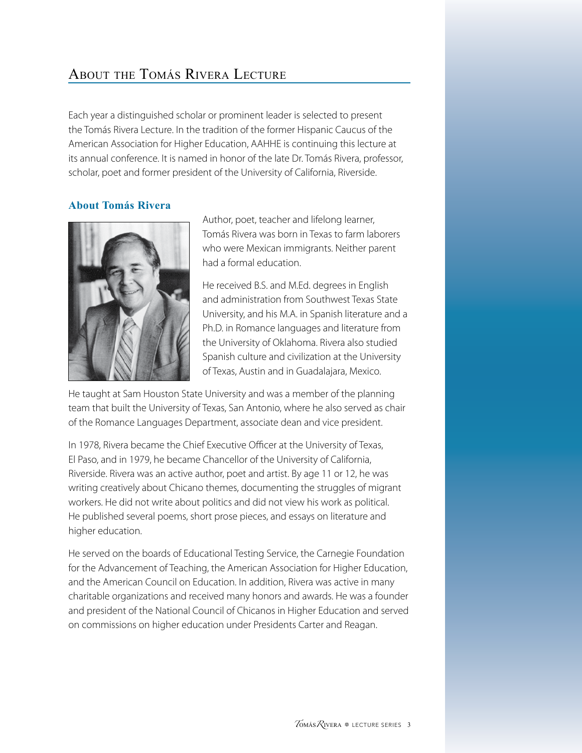## About the Tomás Rivera Lecture

Each year a distinguished scholar or prominent leader is selected to present the Tomás Rivera Lecture. In the tradition of the former Hispanic Caucus of the American Association for Higher Education, AAHHE is continuing this lecture at its annual conference. It is named in honor of the late Dr. Tomás Rivera, professor, scholar, poet and former president of the University of California, Riverside.

### About Tomás Rivera

Author, poet, teacher and lifelong learner, Tomás Rivera was born in Texas to farm laborers who were Mexican immigrants. Neither parent had a formal education.

He received B.S. and M.Ed. degrees in English and administration from Southwest Texas State University, and his M.A. in Spanish literature and a Ph.D. in Romance languages and literature from the University of Oklahoma. Rivera also studied Spanish culture and civilization at the University of Texas, Austin and in Guadalajara, Mexico.

He taught at Sam Houston State University and was a member of the planning team that built the University of Texas, San Antonio, where he also served as chair of the Romance Languages Department, associate dean and vice president.

In 1978, Rivera became the Chief Executive Officer at the University of Texas, El Paso, and in 1979, he became Chancellor of the University of California, Riverside. Rivera was an active author, poet and artist. By age 11 or 12, he was writing creatively about Chicano themes, documenting the struggles of migrant workers. He did not write about politics and did not view his work as political. He published several poems, short prose pieces, and essays on literature and higher education.

He served on the boards of Educational Testing Service, the Carnegie Foundation for the Advancement of Teaching, the American Association for Higher Education, and the American Council on Education. In addition, Rivera was active in many charitable organizations and received many honors and awards. He was a founder and president of the National Council of Chicanos in Higher Education and served on commissions on higher education under Presidents Carter and Reagan.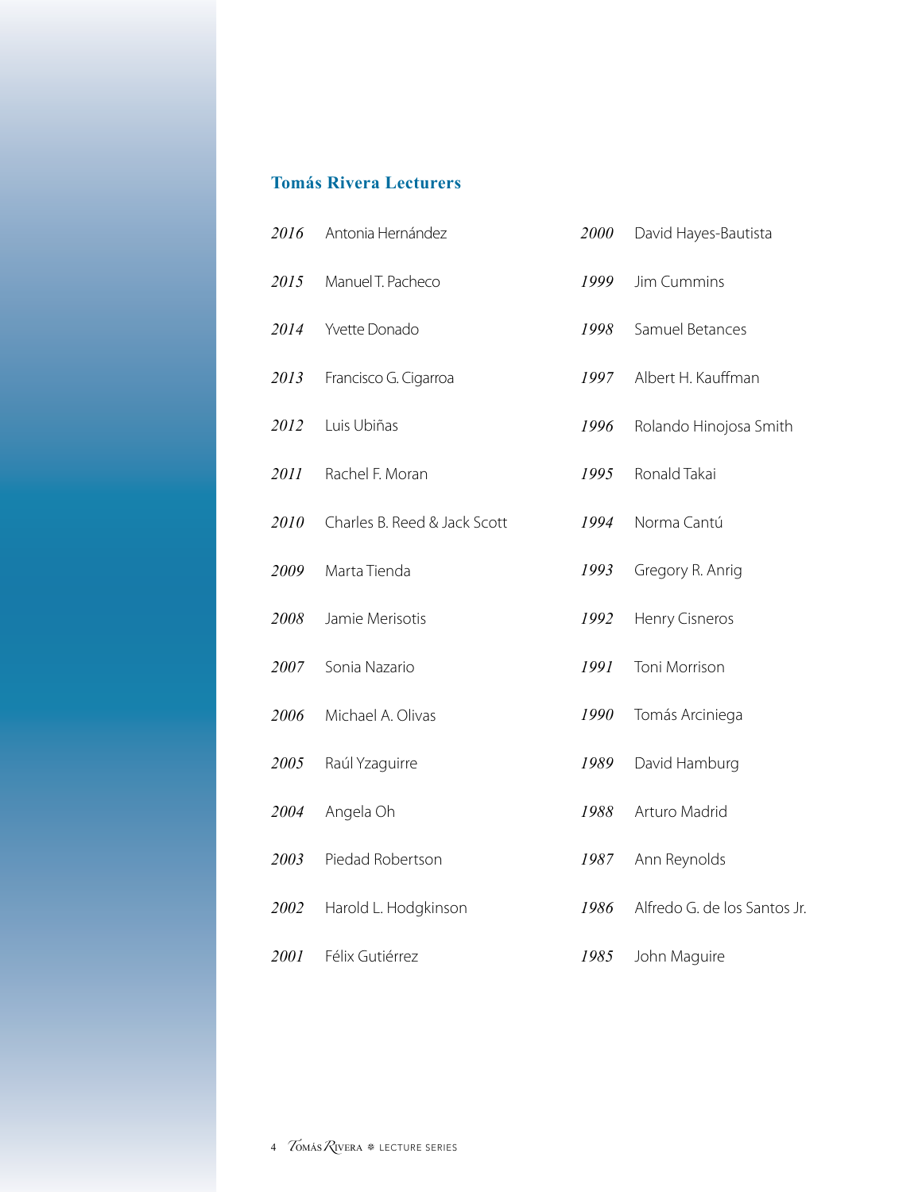## Tomás Rivera Lecturers

*2016* Antonia Hernández

*2015* Manuel T. Pacheco

*2014* Yvette Donado

*2013* Francisco G. Cigarroa

*2012* Luis Ubiñas

*2011* Rachel F. Moran

*2010* Charles B. Reed & Jack Scott

*2009* Marta Tienda

*2008* Jamie Merisotis

*2007* Sonia Nazario

*2006* Michael A. Olivas

*2005* Raúl Yzaguirre

*2004* Angela Oh

*2003* Piedad Robertson

*2002* Harold L. Hodgkinson

*2001* Félix Gutiérrez

*2000* David Hayes-Bautista

*1999* Jim Cummins

*1998* Samuel Betances

*1997* Albert H. Kauffman

*1996* Rolando Hinojosa Smith

*1995* Ronald Takai

*1994* Norma Cantú

*1993* Gregory R. Anrig

*1992* Henry Cisneros

*1991* Toni Morrison

*1990* Tomás Arciniega

*1989* David Hamburg

*1988* Arturo Madrid

*1987* Ann Reynolds

*1986* Alfredo G. de los Santos Jr.

*1985* John Maguire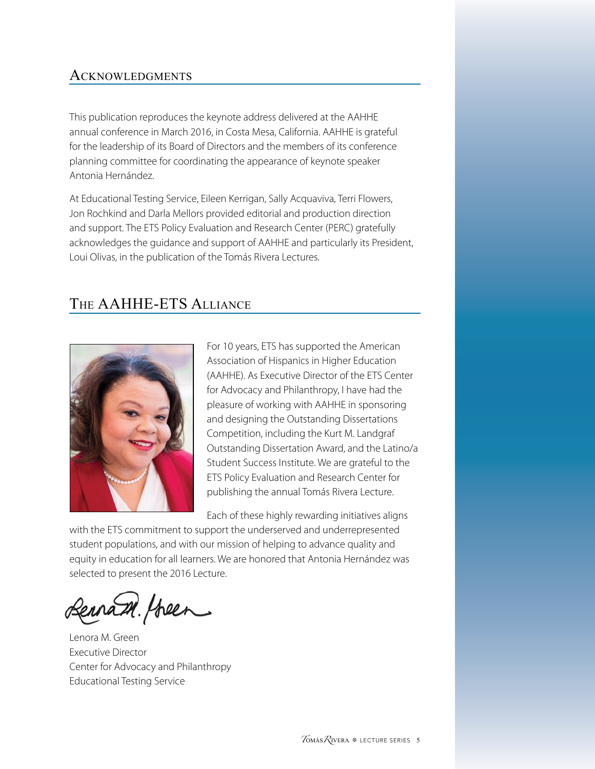## Acknowledgments

This publication reproduces the keynote address delivered at the AAHHE annual conference in March 2016, in Costa Mesa, California. AAHHE is grateful for the leadership of its Board of Directors and the members of its conference planning committee for coordinating the appearance of keynote speaker Antonia Hernández.

At Educational Testing Service, Eileen Kerrigan, Sally Acquaviva, Terri Flowers, Jon Rochkind and Darla Mellors provided editorial and production direction and support. The ETS Policy Evaluation and Research Center (PERC) gratefully acknowledges the guidance and support of AAHHE and particularly its President, Loui Olivas, in the publication of the Tomás Rivera Lectures.

## The AAHHE-ETS Alliance

For 10 years, ETS has supported the American Association of Hispanics in Higher Education (AAHHE). As Executive Director of the ETS Center for Advocacy and Philanthropy, I have had the pleasure of working with AAHHE in sponsoring and designing the Outstanding Dissertations Competition, including the Kurt M. Landgraf Outstanding Dissertation Award, and the Latino/a Student Success Institute. We are grateful to the ETS Policy Evaluation and Research Center for publishing the annual Tomás Rivera Lecture.

Each of these highly rewarding initiatives aligns with the ETS commitment to support the underserved and underrepresented student populations, and with our mission of helping to advance quality and equity in education for all learners. We are honored that Antonia Hernández was selected to present the 2016 Lecture.

Lenora M. Green
Executive Director
Center for Advocacy and Philanthropy
Educational Testing Service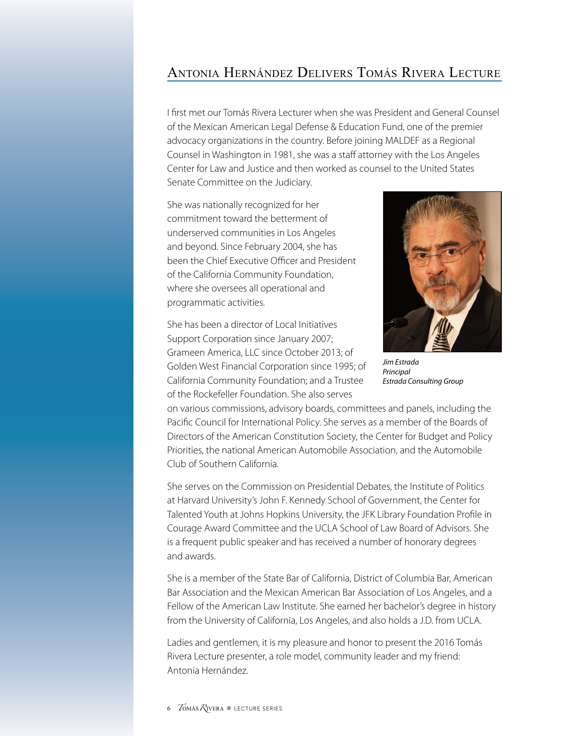## Antonia Hernández Delivers Tomás Rivera Lecture

I first met our Tomás Rivera Lecturer when she was President and General Counsel of the Mexican American Legal Defense & Education Fund, one of the premier advocacy organizations in the country. Before joining MALDEF as a Regional Counsel in Washington in 1981, she was a staff attorney with the Los Angeles Center for Law and Justice and then worked as counsel to the United States Senate Committee on the Judiciary.

She was nationally recognized for her commitment toward the betterment of underserved communities in Los Angeles and beyond. Since February 2004, she has been the Chief Executive Officer and President of the California Community Foundation, where she oversees all operational and programmatic activities.

She has been a director of Local Initiatives Support Corporation since January 2007; Grameen America, LLC since October 2013; of Golden West Financial Corporation since 1995; of California Community Foundation; and a Trustee of the Rockefeller Foundation. She also serves on various commissions, advisory boards, committees and panels, including the Pacific Council for International Policy. She serves as a member of the Boards of Directors of the American Constitution Society, the Center for Budget and Policy Priorities, the national American Automobile Association, and the Automobile Club of Southern California.

*Jim Estrada*
*Principal*
*Estrada Consulting Group*

She serves on the Commission on Presidential Debates, the Institute of Politics at Harvard University's John F. Kennedy School of Government, the Center for Talented Youth at Johns Hopkins University, the JFK Library Foundation Profile in Courage Award Committee and the UCLA School of Law Board of Advisors. She is a frequent public speaker and has received a number of honorary degrees and awards.

She is a member of the State Bar of California, District of Columbia Bar, American Bar Association and the Mexican American Bar Association of Los Angeles, and a Fellow of the American Law Institute. She earned her bachelor's degree in history from the University of California, Los Angeles, and also holds a J.D. from UCLA.

Ladies and gentlemen, it is my pleasure and honor to present the 2016 Tomás Rivera Lecture presenter, a role model, community leader and my friend: Antonia Hernández.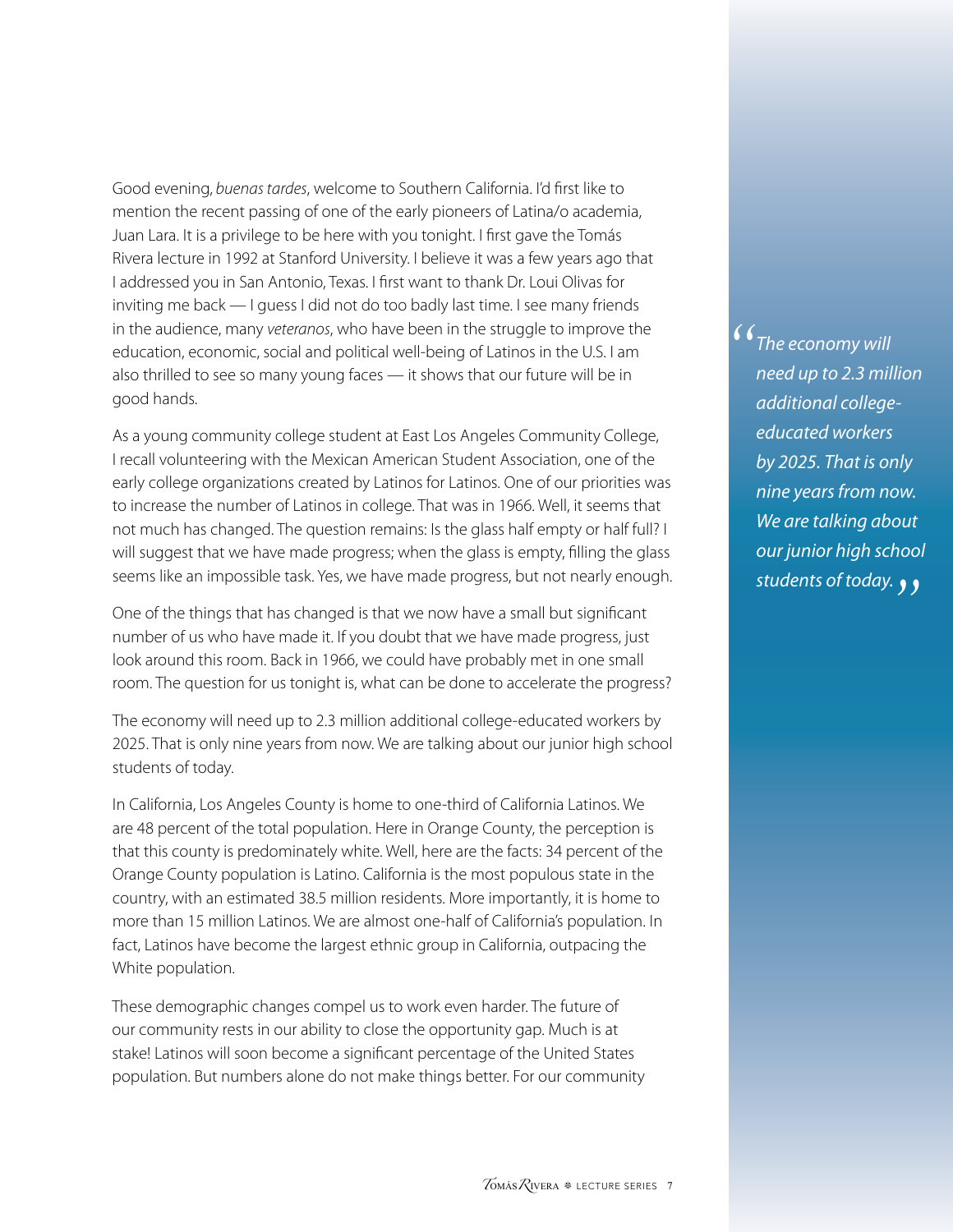Good evening, *buenas tardes*, welcome to Southern California. I'd first like to mention the recent passing of one of the early pioneers of Latina/o academia, Juan Lara. It is a privilege to be here with you tonight. I first gave the Tomás Rivera lecture in 1992 at Stanford University. I believe it was a few years ago that I addressed you in San Antonio, Texas. I first want to thank Dr. Loui Olivas for inviting me back — I guess I did not do too badly last time. I see many friends in the audience, many *veteranos*, who have been in the struggle to improve the education, economic, social and political well-being of Latinos in the U.S. I am also thrilled to see so many young faces — it shows that our future will be in good hands.

As a young community college student at East Los Angeles Community College, I recall volunteering with the Mexican American Student Association, one of the early college organizations created by Latinos for Latinos. One of our priorities was to increase the number of Latinos in college. That was in 1966. Well, it seems that not much has changed. The question remains: Is the glass half empty or half full? I will suggest that we have made progress; when the glass is empty, filling the glass seems like an impossible task. Yes, we have made progress, but not nearly enough.

One of the things that has changed is that we now have a small but significant number of us who have made it. If you doubt that we have made progress, just look around this room. Back in 1966, we could have probably met in one small room. The question for us tonight is, what can be done to accelerate the progress?

The economy will need up to 2.3 million additional college-educated workers by 2025. That is only nine years from now. We are talking about our junior high school students of today.

> *"The economy will need up to 2.3 million additional college-educated workers by 2025. That is only nine years from now. We are talking about our junior high school students of today."*

In California, Los Angeles County is home to one-third of California Latinos. We are 48 percent of the total population. Here in Orange County, the perception is that this county is predominately white. Well, here are the facts: 34 percent of the Orange County population is Latino. California is the most populous state in the country, with an estimated 38.5 million residents. More importantly, it is home to more than 15 million Latinos. We are almost one-half of California's population. In fact, Latinos have become the largest ethnic group in California, outpacing the White population.

These demographic changes compel us to work even harder. The future of our community rests in our ability to close the opportunity gap. Much is at stake! Latinos will soon become a significant percentage of the United States population. But numbers alone do not make things better. For our community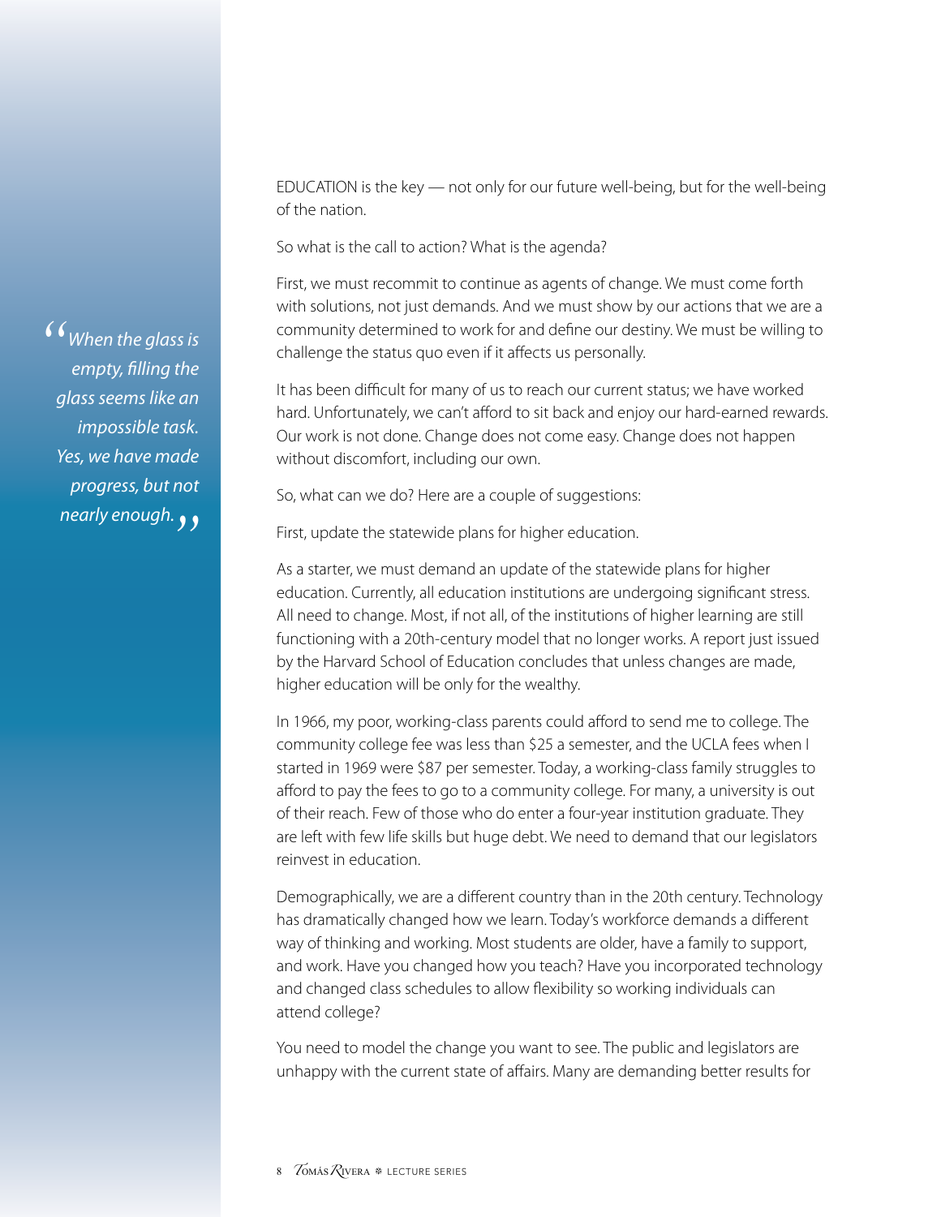> *"When the glass is empty, filling the glass seems like an impossible task. Yes, we have made progress, but not nearly enough."*

EDUCATION is the key — not only for our future well-being, but for the well-being of the nation.

So what is the call to action? What is the agenda?

First, we must recommit to continue as agents of change. We must come forth with solutions, not just demands. And we must show by our actions that we are a community determined to work for and define our destiny. We must be willing to challenge the status quo even if it affects us personally.

It has been difficult for many of us to reach our current status; we have worked hard. Unfortunately, we can't afford to sit back and enjoy our hard-earned rewards. Our work is not done. Change does not come easy. Change does not happen without discomfort, including our own.

So, what can we do? Here are a couple of suggestions:

First, update the statewide plans for higher education.

As a starter, we must demand an update of the statewide plans for higher education. Currently, all education institutions are undergoing significant stress. All need to change. Most, if not all, of the institutions of higher learning are still functioning with a 20th-century model that no longer works. A report just issued by the Harvard School of Education concludes that unless changes are made, higher education will be only for the wealthy.

In 1966, my poor, working-class parents could afford to send me to college. The community college fee was less than $25 a semester, and the UCLA fees when I started in 1969 were $87 per semester. Today, a working-class family struggles to afford to pay the fees to go to a community college. For many, a university is out of their reach. Few of those who do enter a four-year institution graduate. They are left with few life skills but huge debt. We need to demand that our legislators reinvest in education.

Demographically, we are a different country than in the 20th century. Technology has dramatically changed how we learn. Today's workforce demands a different way of thinking and working. Most students are older, have a family to support, and work. Have you changed how you teach? Have you incorporated technology and changed class schedules to allow flexibility so working individuals can attend college?

You need to model the change you want to see. The public and legislators are unhappy with the current state of affairs. Many are demanding better results for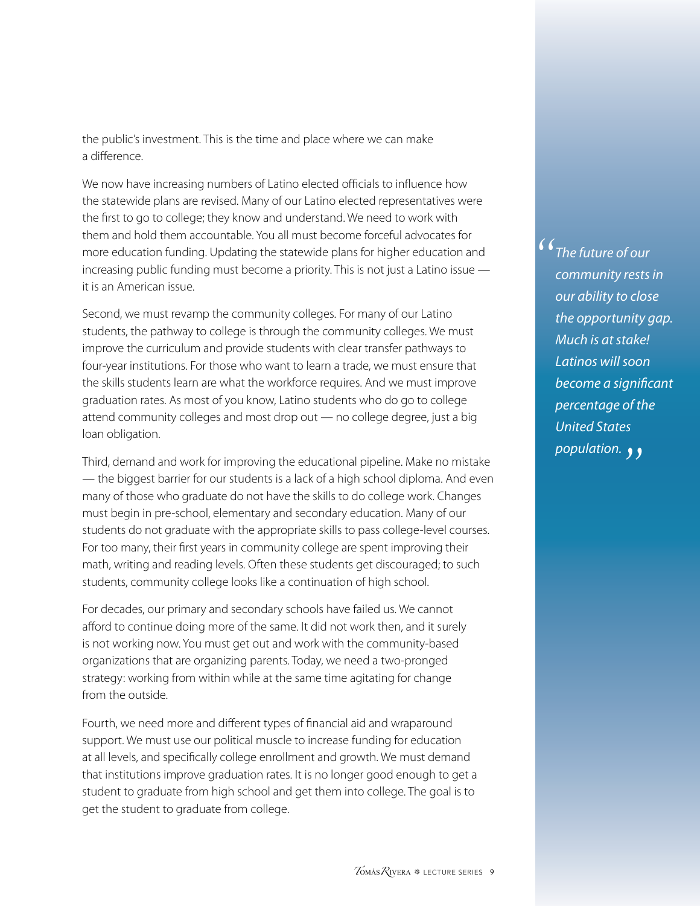the public's investment. This is the time and place where we can make a difference.

We now have increasing numbers of Latino elected officials to influence how the statewide plans are revised. Many of our Latino elected representatives were the first to go to college; they know and understand. We need to work with them and hold them accountable. You all must become forceful advocates for more education funding. Updating the statewide plans for higher education and increasing public funding must become a priority. This is not just a Latino issue — it is an American issue.

Second, we must revamp the community colleges. For many of our Latino students, the pathway to college is through the community colleges. We must improve the curriculum and provide students with clear transfer pathways to four-year institutions. For those who want to learn a trade, we must ensure that the skills students learn are what the workforce requires. And we must improve graduation rates. As most of you know, Latino students who do go to college attend community colleges and most drop out — no college degree, just a big loan obligation.

Third, demand and work for improving the educational pipeline. Make no mistake — the biggest barrier for our students is a lack of a high school diploma. And even many of those who graduate do not have the skills to do college work. Changes must begin in pre-school, elementary and secondary education. Many of our students do not graduate with the appropriate skills to pass college-level courses. For too many, their first years in community college are spent improving their math, writing and reading levels. Often these students get discouraged; to such students, community college looks like a continuation of high school.

For decades, our primary and secondary schools have failed us. We cannot afford to continue doing more of the same. It did not work then, and it surely is not working now. You must get out and work with the community-based organizations that are organizing parents. Today, we need a two-pronged strategy: working from within while at the same time agitating for change from the outside.

Fourth, we need more and different types of financial aid and wraparound support. We must use our political muscle to increase funding for education at all levels, and specifically college enrollment and growth. We must demand that institutions improve graduation rates. It is no longer good enough to get a student to graduate from high school and get them into college. The goal is to get the student to graduate from college.

> *"The future of our community rests in our ability to close the opportunity gap. Much is at stake! Latinos will soon become a significant percentage of the United States population."*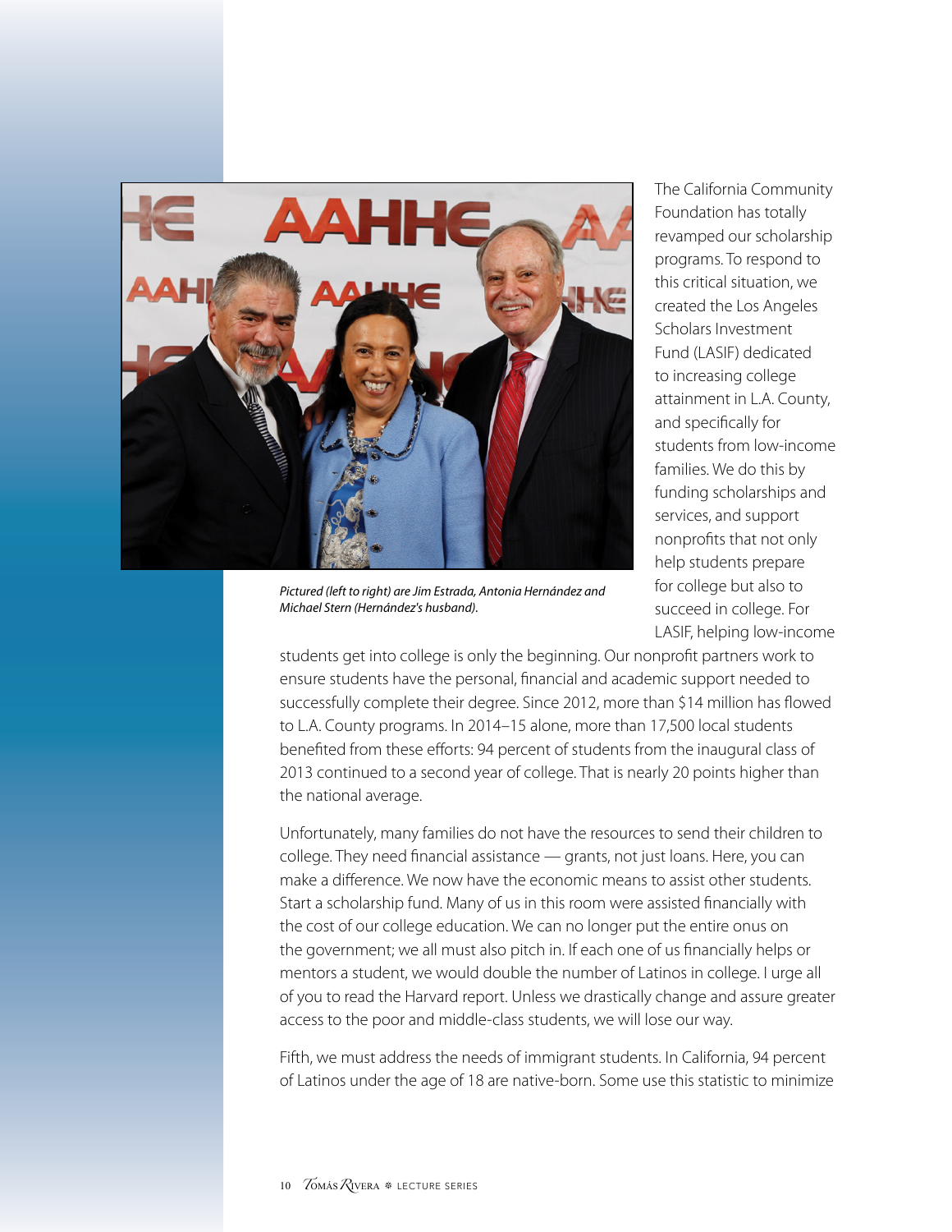*Pictured (left to right) are Jim Estrada, Antonia Hernández and Michael Stern (Hernández's husband).*

The California Community Foundation has totally revamped our scholarship programs. To respond to this critical situation, we created the Los Angeles Scholars Investment Fund (LASIF) dedicated to increasing college attainment in L.A. County, and specifically for students from low-income families. We do this by funding scholarships and services, and support nonprofits that not only help students prepare for college but also to succeed in college. For LASIF, helping low-income students get into college is only the beginning. Our nonprofit partners work to ensure students have the personal, financial and academic support needed to successfully complete their degree. Since 2012, more than $14 million has flowed to L.A. County programs. In 2014–15 alone, more than 17,500 local students benefited from these efforts: 94 percent of students from the inaugural class of 2013 continued to a second year of college. That is nearly 20 points higher than the national average.

Unfortunately, many families do not have the resources to send their children to college. They need financial assistance — grants, not just loans. Here, you can make a difference. We now have the economic means to assist other students. Start a scholarship fund. Many of us in this room were assisted financially with the cost of our college education. We can no longer put the entire onus on the government; we all must also pitch in. If each one of us financially helps or mentors a student, we would double the number of Latinos in college. I urge all of you to read the Harvard report. Unless we drastically change and assure greater access to the poor and middle-class students, we will lose our way.

Fifth, we must address the needs of immigrant students. In California, 94 percent of Latinos under the age of 18 are native-born. Some use this statistic to minimize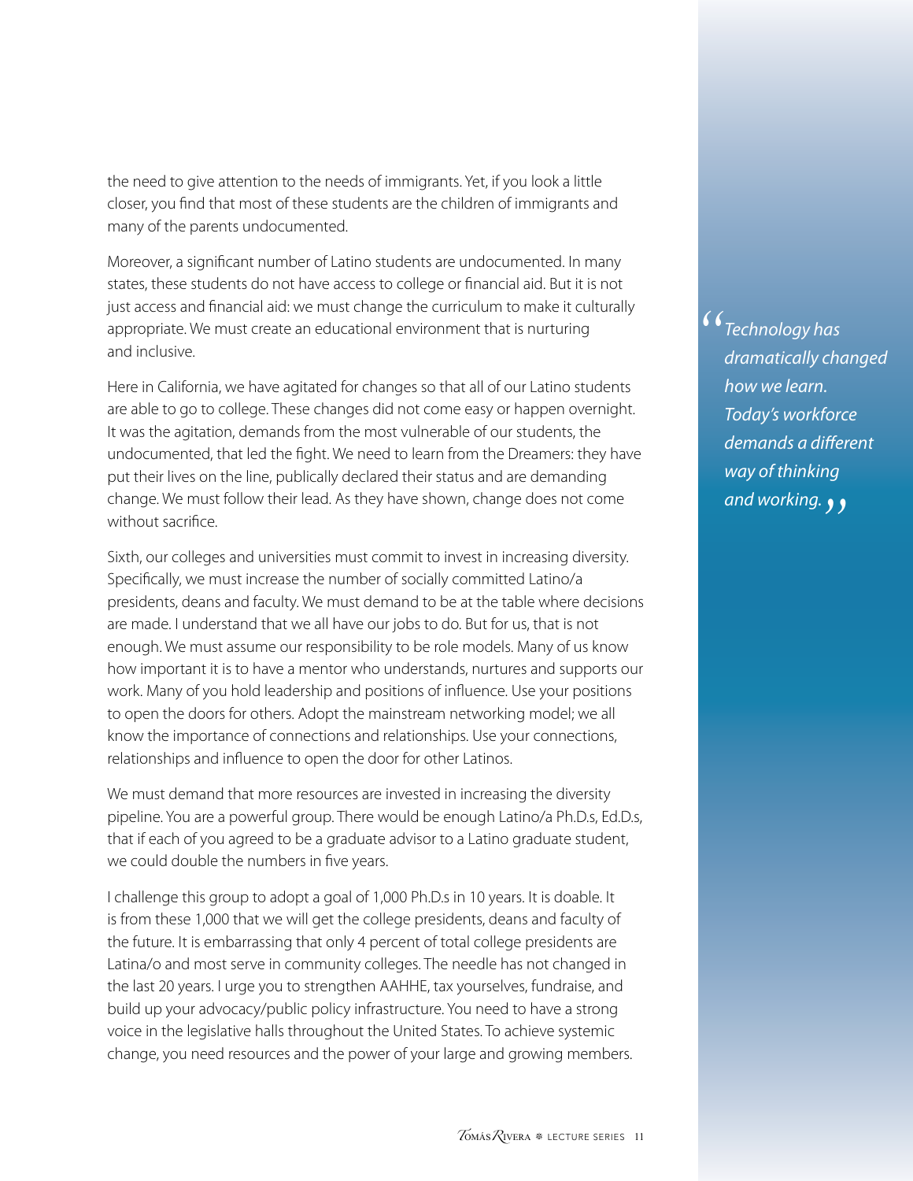the need to give attention to the needs of immigrants. Yet, if you look a little closer, you find that most of these students are the children of immigrants and many of the parents undocumented.

Moreover, a significant number of Latino students are undocumented. In many states, these students do not have access to college or financial aid. But it is not just access and financial aid: we must change the curriculum to make it culturally appropriate. We must create an educational environment that is nurturing and inclusive.

Here in California, we have agitated for changes so that all of our Latino students are able to go to college. These changes did not come easy or happen overnight. It was the agitation, demands from the most vulnerable of our students, the undocumented, that led the fight. We need to learn from the Dreamers: they have put their lives on the line, publically declared their status and are demanding change. We must follow their lead. As they have shown, change does not come without sacrifice.

Sixth, our colleges and universities must commit to invest in increasing diversity. Specifically, we must increase the number of socially committed Latino/a presidents, deans and faculty. We must demand to be at the table where decisions are made. I understand that we all have our jobs to do. But for us, that is not enough. We must assume our responsibility to be role models. Many of us know how important it is to have a mentor who understands, nurtures and supports our work. Many of you hold leadership and positions of influence. Use your positions to open the doors for others. Adopt the mainstream networking model; we all know the importance of connections and relationships. Use your connections, relationships and influence to open the door for other Latinos.

We must demand that more resources are invested in increasing the diversity pipeline. You are a powerful group. There would be enough Latino/a Ph.D.s, Ed.D.s, that if each of you agreed to be a graduate advisor to a Latino graduate student, we could double the numbers in five years.

I challenge this group to adopt a goal of 1,000 Ph.D.s in 10 years. It is doable. It is from these 1,000 that we will get the college presidents, deans and faculty of the future. It is embarrassing that only 4 percent of total college presidents are Latina/o and most serve in community colleges. The needle has not changed in the last 20 years. I urge you to strengthen AAHHE, tax yourselves, fundraise, and build up your advocacy/public policy infrastructure. You need to have a strong voice in the legislative halls throughout the United States. To achieve systemic change, you need resources and the power of your large and growing members.

> *"Technology has dramatically changed how we learn. Today's workforce demands a different way of thinking and working."*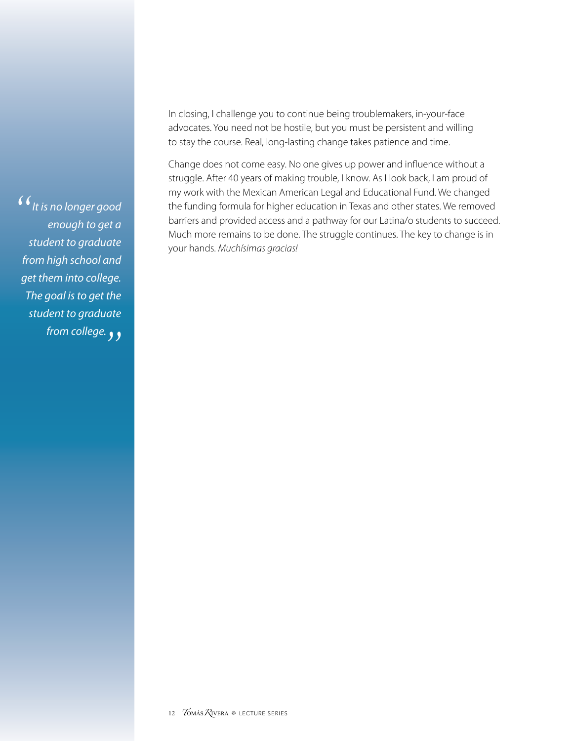> *"It is no longer good enough to get a student to graduate from high school and get them into college. The goal is to get the student to graduate from college."*

In closing, I challenge you to continue being troublemakers, in-your-face advocates. You need not be hostile, but you must be persistent and willing to stay the course. Real, long-lasting change takes patience and time.

Change does not come easy. No one gives up power and influence without a struggle. After 40 years of making trouble, I know. As I look back, I am proud of my work with the Mexican American Legal and Educational Fund. We changed the funding formula for higher education in Texas and other states. We removed barriers and provided access and a pathway for our Latina/o students to succeed. Much more remains to be done. The struggle continues. The key to change is in your hands. *Muchísimas gracias!*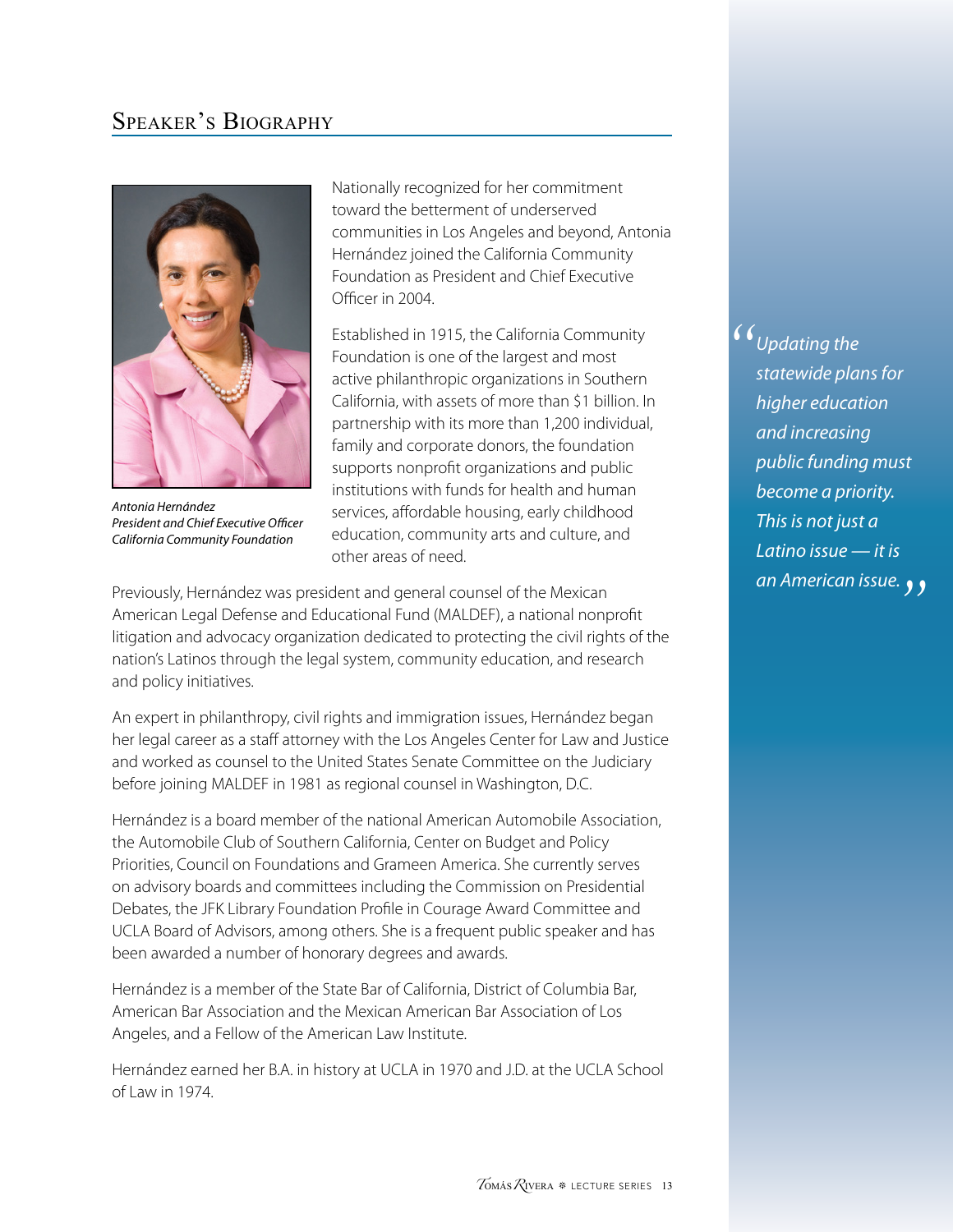## Speaker's Biography

*Antonia Hernández*
*President and Chief Executive Officer*
*California Community Foundation*

Nationally recognized for her commitment toward the betterment of underserved communities in Los Angeles and beyond, Antonia Hernández joined the California Community Foundation as President and Chief Executive Officer in 2004.

Established in 1915, the California Community Foundation is one of the largest and most active philanthropic organizations in Southern California, with assets of more than $1 billion. In partnership with its more than 1,200 individual, family and corporate donors, the foundation supports nonprofit organizations and public institutions with funds for health and human services, affordable housing, early childhood education, community arts and culture, and other areas of need.

Previously, Hernández was president and general counsel of the Mexican American Legal Defense and Educational Fund (MALDEF), a national nonprofit litigation and advocacy organization dedicated to protecting the civil rights of the nation's Latinos through the legal system, community education, and research and policy initiatives.

An expert in philanthropy, civil rights and immigration issues, Hernández began her legal career as a staff attorney with the Los Angeles Center for Law and Justice and worked as counsel to the United States Senate Committee on the Judiciary before joining MALDEF in 1981 as regional counsel in Washington, D.C.

Hernández is a board member of the national American Automobile Association, the Automobile Club of Southern California, Center on Budget and Policy Priorities, Council on Foundations and Grameen America. She currently serves on advisory boards and committees including the Commission on Presidential Debates, the JFK Library Foundation Profile in Courage Award Committee and UCLA Board of Advisors, among others. She is a frequent public speaker and has been awarded a number of honorary degrees and awards.

Hernández is a member of the State Bar of California, District of Columbia Bar, American Bar Association and the Mexican American Bar Association of Los Angeles, and a Fellow of the American Law Institute.

Hernández earned her B.A. in history at UCLA in 1970 and J.D. at the UCLA School of Law in 1974.

> *"Updating the statewide plans for higher education and increasing public funding must become a priority. This is not just a Latino issue — it is an American issue."*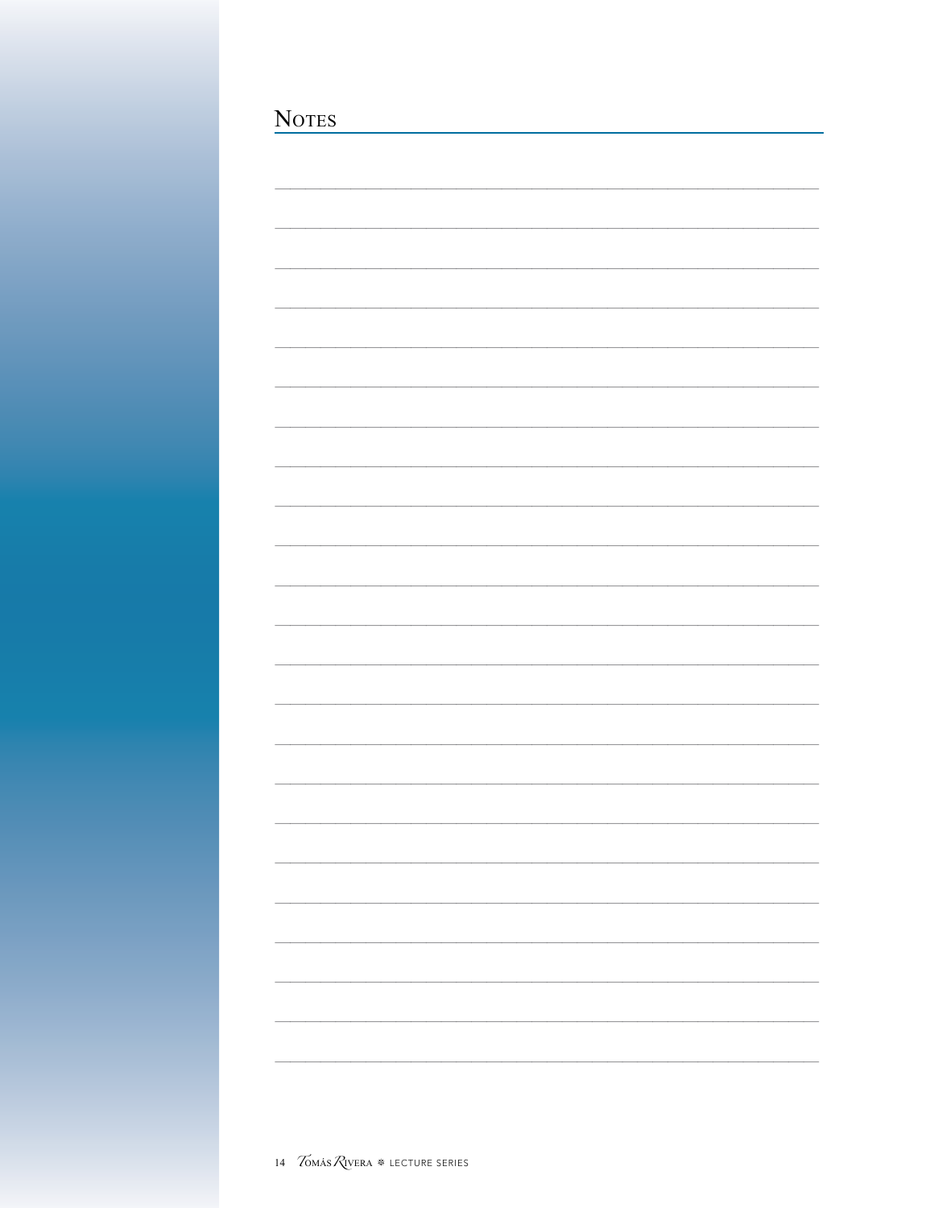## Notes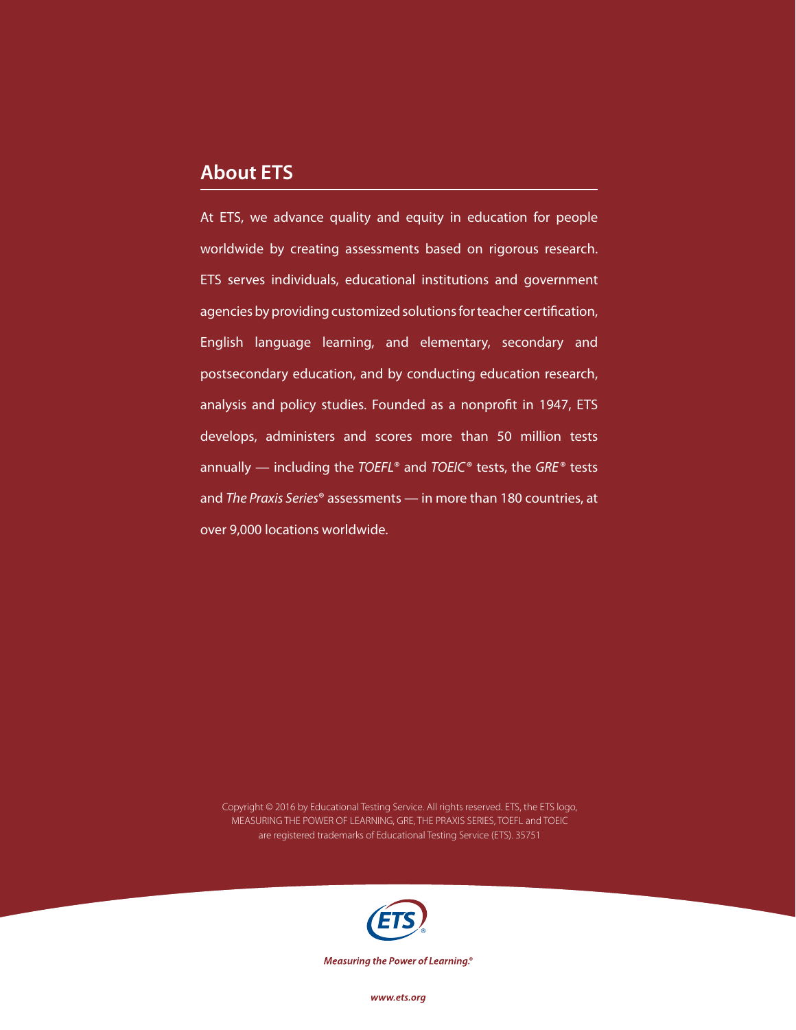## About ETS

At ETS, we advance quality and equity in education for people worldwide by creating assessments based on rigorous research. ETS serves individuals, educational institutions and government agencies by providing customized solutions for teacher certification, English language learning, and elementary, secondary and postsecondary education, and by conducting education research, analysis and policy studies. Founded as a nonprofit in 1947, ETS develops, administers and scores more than 50 million tests annually — including the *TOEFL*® and *TOEIC*® tests, the *GRE*® tests and *The Praxis Series*® assessments — in more than 180 countries, at over 9,000 locations worldwide.

Copyright © 2016 by Educational Testing Service. All rights reserved. ETS, the ETS logo, MEASURING THE POWER OF LEARNING, GRE, THE PRAXIS SERIES, TOEFL and TOEIC are registered trademarks of Educational Testing Service (ETS). 35751

ETS®

*Measuring the Power of Learning.*®

*www.ets.org*